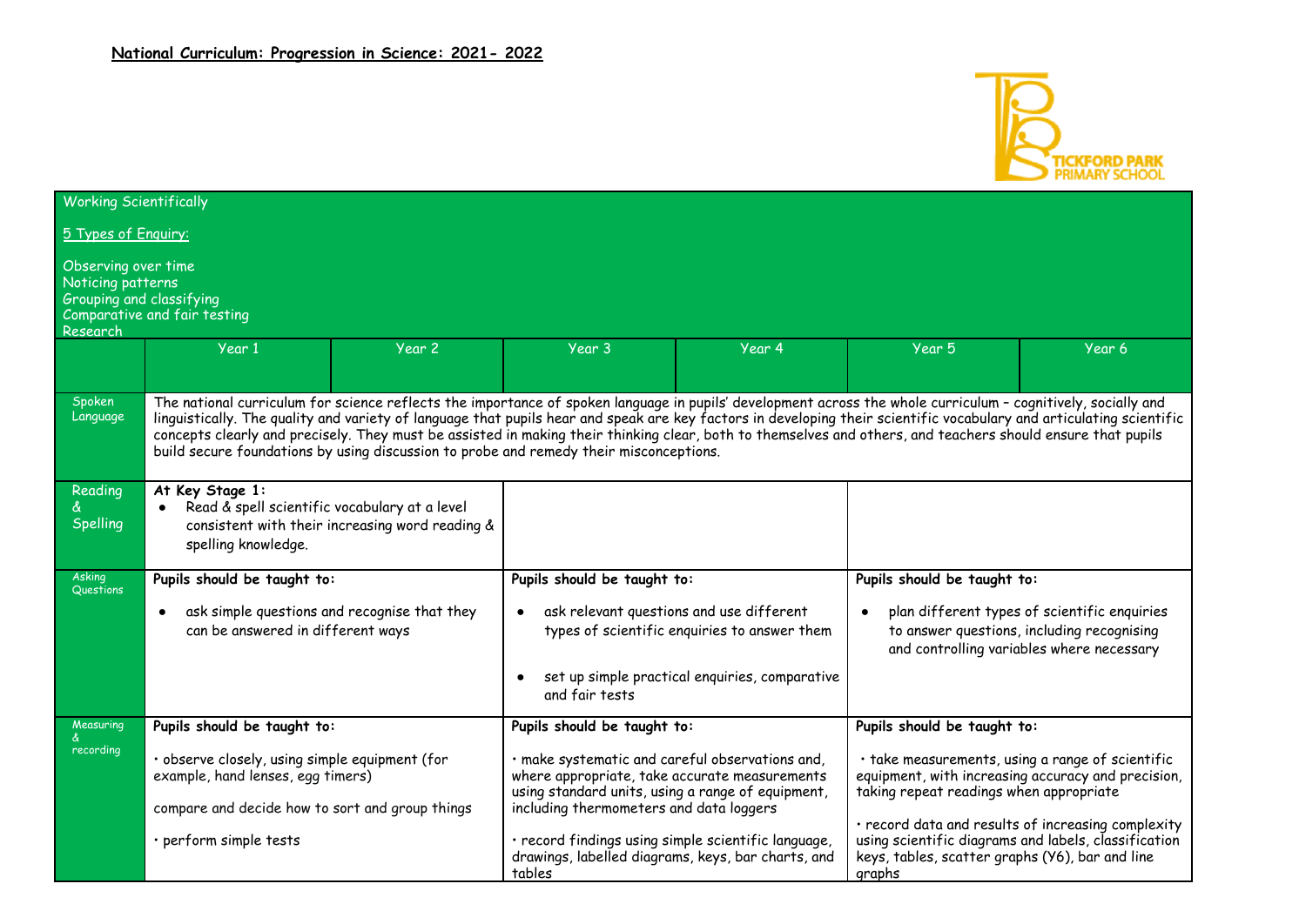# National Curriculum: Progression in Science: 2021- 2022

TICKFORD PARK PRIMARY SCHOOL

**Working Scientifically**

5 Types of Enquiry:

Observing over time
Noticing patterns
Grouping and classifying
Comparative and fair testing
Research

| | Year 1 | Year 2 | Year 3 | Year 4 | Year 5 | Year 6 |
|---|---|---|---|---|---|---|
| Spoken Language | The national curriculum for science reflects the importance of spoken language in pupils' development across the whole curriculum – cognitively, socially and linguistically. The quality and variety of language that pupils hear and speak are key factors in developing their scientific vocabulary and articulating scientific concepts clearly and precisely. They must be assisted in making their thinking clear, both to themselves and others, and teachers should ensure that pupils build secure foundations by using discussion to probe and remedy their misconceptions. | | | | | |
| Reading & Spelling | **At Key Stage 1:**<br>• Read & spell scientific vocabulary at a level consistent with their increasing word reading & spelling knowledge. | | | | | |
| Asking Questions | **Pupils should be taught to:**<br>• ask simple questions and recognise that they can be answered in different ways | | **Pupils should be taught to:**<br>• ask relevant questions and use different types of scientific enquiries to answer them<br>• set up simple practical enquiries, comparative and fair tests | | **Pupils should be taught to:**<br>• plan different types of scientific enquiries to answer questions, including recognising and controlling variables where necessary | |
| Measuring & recording | **Pupils should be taught to:**<br>• observe closely, using simple equipment (for example, hand lenses, egg timers)<br>compare and decide how to sort and group things<br>• perform simple tests | | **Pupils should be taught to:**<br>• make systematic and careful observations and, where appropriate, take accurate measurements using standard units, using a range of equipment, including thermometers and data loggers<br>• record findings using simple scientific language, drawings, labelled diagrams, keys, bar charts, and tables | | **Pupils should be taught to:**<br>• take measurements, using a range of scientific equipment, with increasing accuracy and precision, taking repeat readings when appropriate<br>• record data and results of increasing complexity using scientific diagrams and labels, classification keys, tables, scatter graphs (Y6), bar and line graphs | |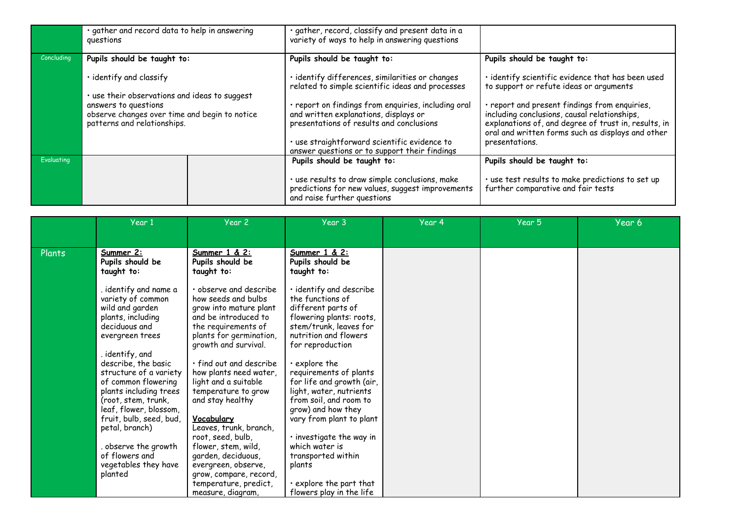|  |  |  |  |  |
|---|---|---|---|---|
|  | • gather and record data to help in answering questions |  | • gather, record, classify and present data in a variety of ways to help in answering questions |  |
| Concluding | **Pupils should be taught to:**<br><br>• identify and classify<br><br>• use their observations and ideas to suggest answers to questions<br>observe changes over time and begin to notice patterns and relationships. |  | **Pupils should be taught to:**<br><br>• identify differences, similarities or changes related to simple scientific ideas and processes<br><br>• report on findings from enquiries, including oral and written explanations, displays or presentations of results and conclusions<br><br>• use straightforward scientific evidence to answer questions or to support their findings | **Pupils should be taught to:**<br><br>• identify scientific evidence that has been used to support or refute ideas or arguments<br><br>• report and present findings from enquiries, including conclusions, causal relationships, explanations of, and degree of trust in, results, in oral and written forms such as displays and other presentations. |
| Evaluating |  |  | **Pupils should be taught to:**<br><br>• use results to draw simple conclusions, make predictions for new values, suggest improvements and raise further questions | **Pupils should be taught to:**<br><br>• use test results to make predictions to set up further comparative and fair tests |

|  | Year 1 | Year 2 | Year 3 | Year 4 | Year 5 | Year 6 |
|---|---|---|---|---|---|---|
| Plants | **Summer 2:**<br>**Pupils should be taught to:**<br><br>. identify and name a variety of common wild and garden plants, including deciduous and evergreen trees<br><br>. identify, and describe, the basic structure of a variety of common flowering plants including trees (root, stem, trunk, leaf, flower, blossom, fruit, bulb, seed, bud, petal, branch)<br><br>. observe the growth of flowers and vegetables they have planted | **Summer 1 & 2:**<br>**Pupils should be taught to:**<br><br>• observe and describe how seeds and bulbs grow into mature plant and be introduced to the requirements of plants for germination, growth and survival.<br><br>• find out and describe how plants need water, light and a suitable temperature to grow and stay healthy<br><br>**Vocabulary**<br>Leaves, trunk, branch, root, seed, bulb, flower, stem, wild, garden, deciduous, evergreen, observe, grow, compare, record, temperature, predict, measure, diagram, | **Summer 1 & 2:**<br>**Pupils should be taught to:**<br><br>• identify and describe the functions of different parts of flowering plants: roots, stem/trunk, leaves for nutrition and flowers for reproduction<br><br>• explore the requirements of plants for life and growth (air, light, water, nutrients from soil, and room to grow) and how they vary from plant to plant<br><br>• investigate the way in which water is transported within plants<br><br>• explore the part that flowers play in the life |  |  |  |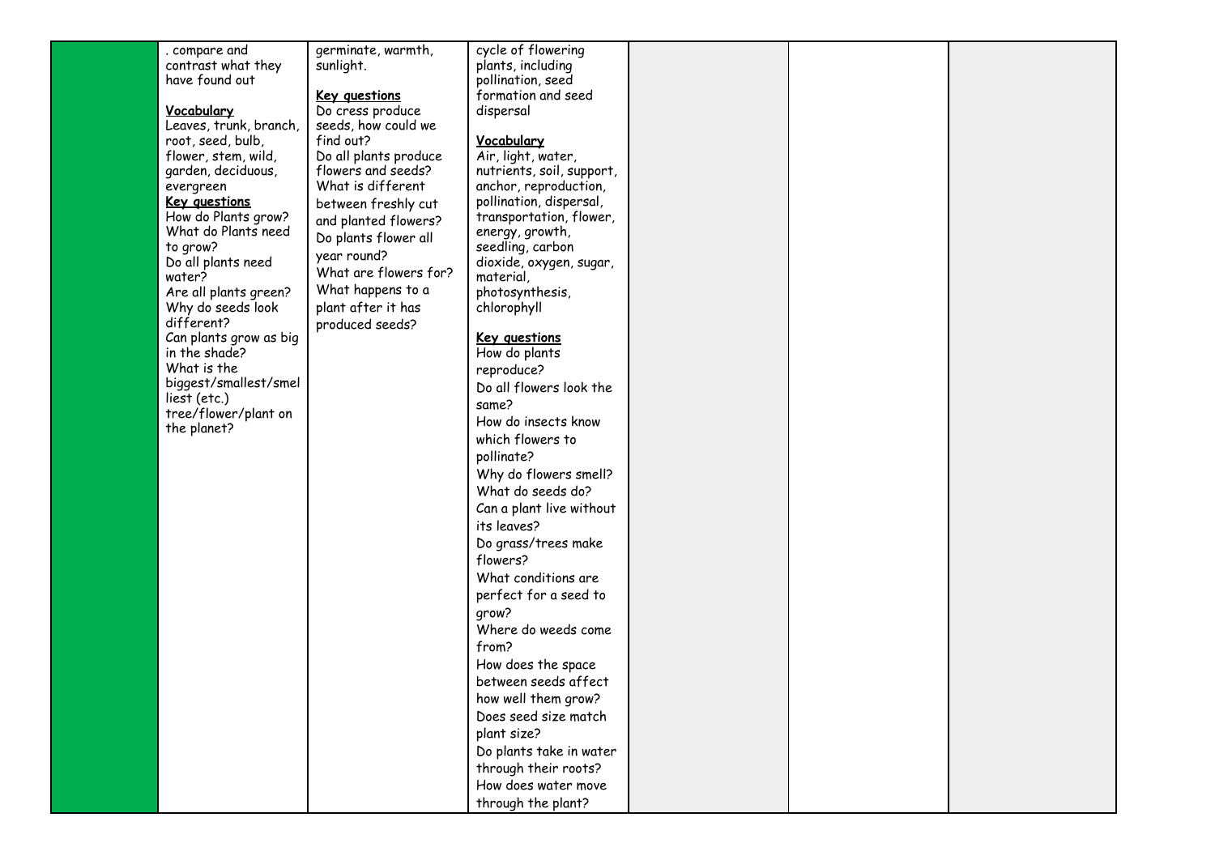| | | | | | | |
|---|---|---|---|---|---|---|
| | . compare and contrast what they have found out<br><br>**Vocabulary**<br>Leaves, trunk, branch, root, seed, bulb, flower, stem, wild, garden, deciduous, evergreen<br>**Key questions**<br>How do Plants grow?<br>What do Plants need to grow?<br>Do all plants need water?<br>Are all plants green?<br>Why do seeds look different?<br>Can plants grow as big in the shade?<br>What is the biggest/smallest/smelliest (etc.) tree/flower/plant on the planet? | germinate, warmth, sunlight.<br><br>**Key questions**<br>Do cress produce seeds, how could we find out?<br>Do all plants produce flowers and seeds?<br>What is different between freshly cut and planted flowers?<br>Do plants flower all year round?<br>What are flowers for?<br>What happens to a plant after it has produced seeds? | cycle of flowering plants, including pollination, seed formation and seed dispersal<br><br>**Vocabulary**<br>Air, light, water, nutrients, soil, support, anchor, reproduction, pollination, dispersal, transportation, flower, energy, growth, seedling, carbon dioxide, oxygen, sugar, material, photosynthesis, chlorophyll<br><br>**Key questions**<br>How do plants reproduce?<br>Do all flowers look the same?<br>How do insects know which flowers to pollinate?<br>Why do flowers smell?<br>What do seeds do?<br>Can a plant live without its leaves?<br>Do grass/trees make flowers?<br>What conditions are perfect for a seed to grow?<br>Where do weeds come from?<br>How does the space between seeds affect how well them grow?<br>Does seed size match plant size?<br>Do plants take in water through their roots?<br>How does water move through the plant? | | | |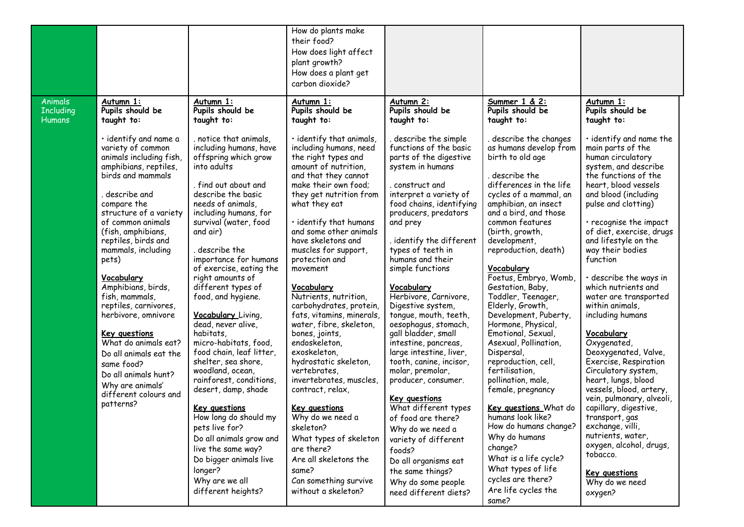| | | | | | | |
|---|---|---|---|---|---|---|
| | | | How do plants make their food?<br>How does light affect plant growth?<br>How does a plant get carbon dioxide? | | | |
| Animals Including Humans | **Autumn 1:**<br>**Pupils should be taught to:**<br><br>• identify and name a variety of common animals including fish, amphibians, reptiles, birds and mammals<br><br>. describe and compare the structure of a variety of common animals (fish, amphibians, reptiles, birds and mammals, including pets)<br><br>**Vocabulary**<br>Amphibians, birds, fish, mammals, reptiles, carnivores, herbivore, omnivore<br><br>**Key questions**<br>What do animals eat?<br>Do all animals eat the same food?<br>Do all animals hunt?<br>Why are animals' different colours and patterns? | **Autumn 1:**<br>**Pupils should be taught to:**<br><br>. notice that animals, including humans, have offspring which grow into adults<br><br>. find out about and describe the basic needs of animals, including humans, for survival (water, food and air)<br><br>. describe the importance for humans of exercise, eating the right amounts of different types of food, and hygiene.<br><br>**Vocabulary** Living, dead, never alive, habitats, micro-habitats, food, food chain, leaf litter, shelter, sea shore, woodland, ocean, rainforest, conditions, desert, damp, shade<br><br>**Key questions**<br>How long do should my pets live for?<br>Do all animals grow and live the same way?<br>Do bigger animals live longer?<br>Why are we all different heights? | **Autumn 1:**<br>**Pupils should be taught to:**<br><br>• identify that animals, including humans, need the right types and amount of nutrition, and that they cannot make their own food; they get nutrition from what they eat<br><br>• identify that humans and some other animals have skeletons and muscles for support, protection and movement<br><br>**Vocabulary**<br>Nutrients, nutrition, carbohydrates, protein, fats, vitamins, minerals, water, fibre, skeleton, bones, joints, endoskeleton, exoskeleton, hydrostatic skeleton, vertebrates, invertebrates, muscles, contract, relax,<br><br>**Key questions**<br>Why do we need a skeleton?<br>What types of skeleton are there?<br>Are all skeletons the same?<br>Can something survive without a skeleton? | **Autumn 2:**<br>**Pupils should be taught to:**<br><br>. describe the simple functions of the basic parts of the digestive system in humans<br><br>. construct and interpret a variety of food chains, identifying producers, predators and prey<br><br>. identify the different types of teeth in humans and their simple functions<br><br>**Vocabulary**<br>Herbivore, Carnivore, Digestive system, tongue, mouth, teeth, oesophagus, stomach, gall bladder, small intestine, pancreas, large intestine, liver, tooth, canine, incisor, molar, premolar, producer, consumer.<br><br>**Key questions**<br>What different types of food are there?<br>Why do we need a variety of different foods?<br>Do all organisms eat the same things?<br>Why do some people need different diets? | **Summer 1 & 2:**<br>**Pupils should be taught to:**<br><br>. describe the changes as humans develop from birth to old age<br><br>. describe the differences in the life cycles of a mammal, an amphibian, an insect and a bird, and those common features (birth, growth, development, reproduction, death)<br><br>**Vocabulary**<br>Foetus, Embryo, Womb, Gestation, Baby, Toddler, Teenager, Elderly, Growth, Development, Puberty, Hormone, Physical, Emotional, Sexual, Asexual, Pollination, Dispersal, reproduction, cell, fertilisation, pollination, male, female, pregnancy<br><br>**Key questions** What do humans look like?<br>How do humans change?<br>Why do humans change?<br>What is a life cycle?<br>What types of life cycles are there?<br>Are life cycles the same? | **Autumn 1:**<br>**Pupils should be taught to:**<br><br>• identify and name the main parts of the human circulatory system, and describe the functions of the heart, blood vessels and blood (including pulse and clotting)<br><br>• recognise the impact of diet, exercise, drugs and lifestyle on the way their bodies function<br><br>• describe the ways in which nutrients and water are transported within animals, including humans<br><br>**Vocabulary**<br>Oxygenated, Deoxygenated, Valve, Exercise, Respiration Circulatory system, heart, lungs, blood vessels, blood, artery, vein, pulmonary, alveoli, capillary, digestive, transport, gas exchange, villi, nutrients, water, oxygen, alcohol, drugs, tobacco.<br><br>**Key questions**<br>Why do we need oxygen? |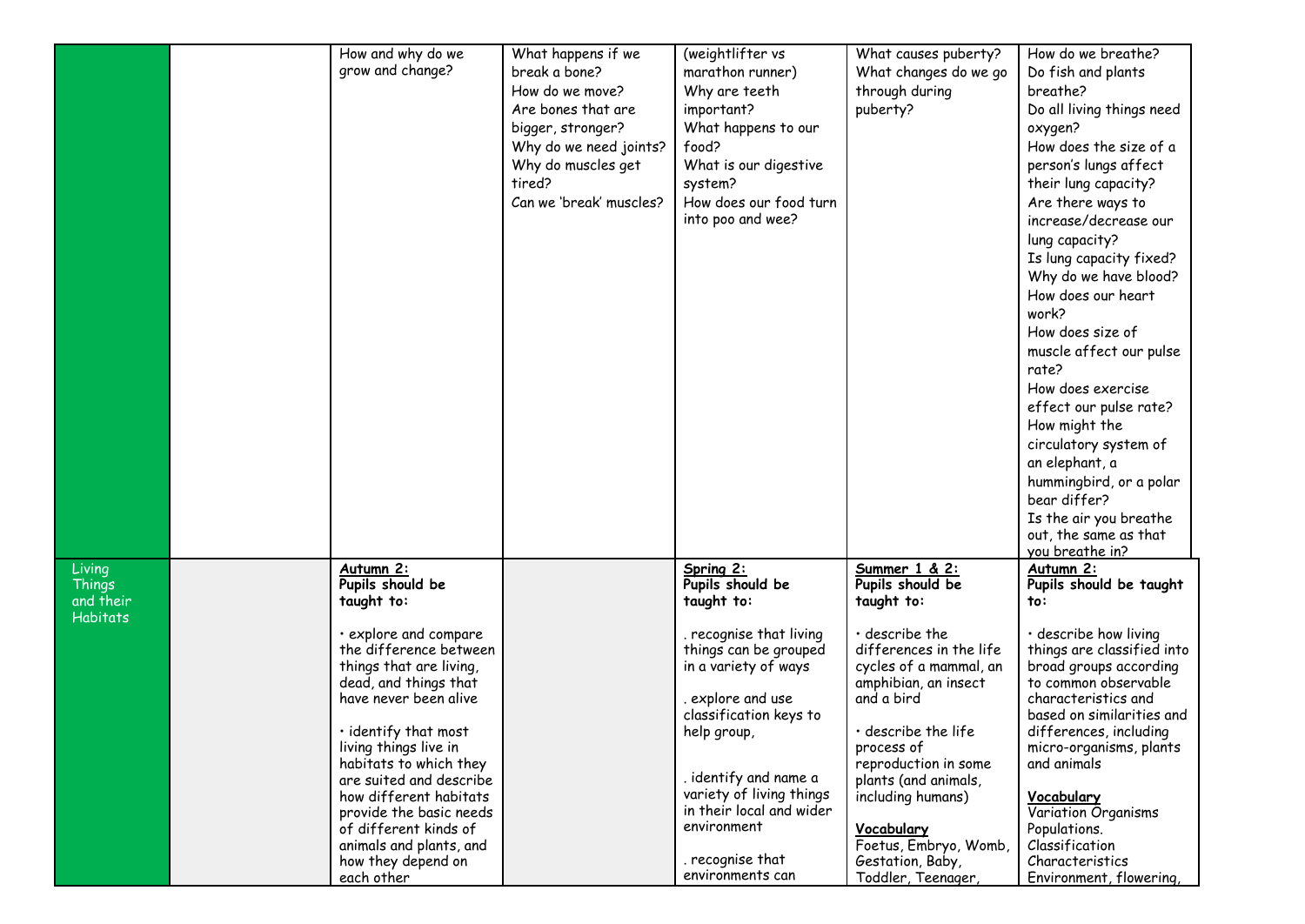|  |  |  |  |  |  |  |
|---|---|---|---|---|---|---|
|  |  | How and why do we grow and change? | What happens if we break a bone?<br>How do we move?<br>Are bones that are bigger, stronger?<br>Why do we need joints?<br>Why do muscles get tired?<br>Can we 'break' muscles? | (weightlifter vs marathon runner)<br>Why are teeth important?<br>What happens to our food?<br>What is our digestive system?<br>How does our food turn into poo and wee? | What causes puberty?<br>What changes do we go through during puberty? | How do we breathe?<br>Do fish and plants breathe?<br>Do all living things need oxygen?<br>How does the size of a person's lungs affect their lung capacity?<br>Are there ways to increase/decrease our lung capacity?<br>Is lung capacity fixed?<br>Why do we have blood?<br>How does our heart work?<br>How does size of muscle affect our pulse rate?<br>How does exercise effect our pulse rate?<br>How might the circulatory system of an elephant, a hummingbird, or a polar bear differ?<br>Is the air you breathe out, the same as that you breathe in? |
| Living Things and their Habitats |  | **Autumn 2:**<br>**Pupils should be taught to:**<br><br>• explore and compare the difference between things that are living, dead, and things that have never been alive<br><br>• identify that most living things live in habitats to which they are suited and describe how different habitats provide the basic needs of different kinds of animals and plants, and how they depend on each other |  | **Spring 2:**<br>**Pupils should be taught to:**<br><br>. recognise that living things can be grouped in a variety of ways<br><br>. explore and use classification keys to help group,<br><br>. identify and name a variety of living things in their local and wider environment<br><br>. recognise that environments can | **Summer 1 & 2:**<br>**Pupils should be taught to:**<br><br>• describe the differences in the life cycles of a mammal, an amphibian, an insect and a bird<br><br>• describe the life process of reproduction in some plants (and animals, including humans)<br><br>**Vocabulary**<br>Foetus, Embryo, Womb, Gestation, Baby, Toddler, Teenager, | **Autumn 2:**<br>**Pupils should be taught to:**<br><br>• describe how living things are classified into broad groups according to common observable characteristics and based on similarities and differences, including micro-organisms, plants and animals<br><br>**Vocabulary**<br>Variation Organisms Populations.<br>Classification<br>Characteristics<br>Environment, flowering, |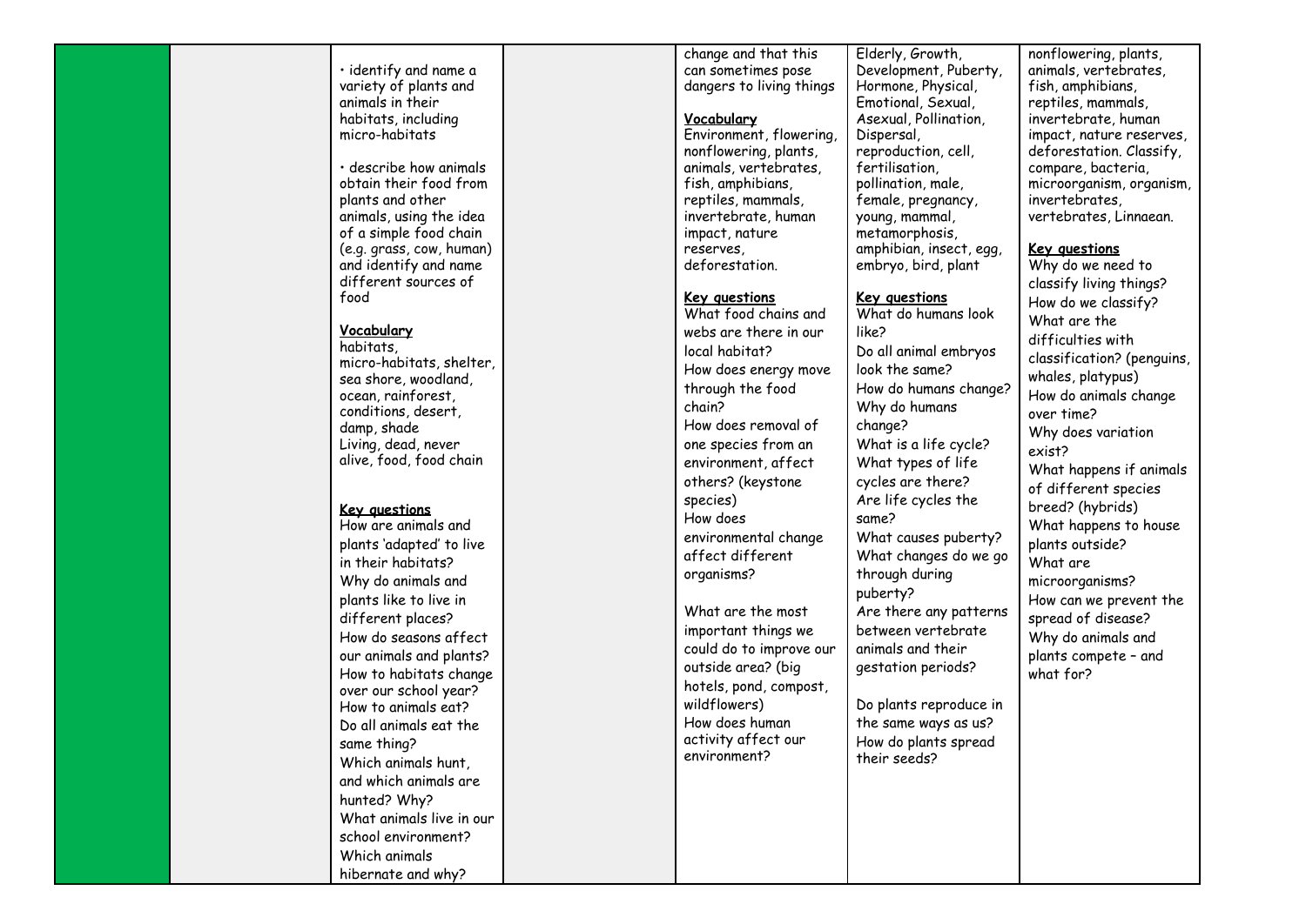| | | | | | | |
|---|---|---|---|---|---|---|
| | | • identify and name a variety of plants and animals in their habitats, including micro-habitats<br><br>• describe how animals obtain their food from plants and other animals, using the idea of a simple food chain (e.g. grass, cow, human) and identify and name different sources of food<br><br>**Vocabulary**<br>habitats, micro-habitats, shelter, sea shore, woodland, ocean, rainforest, conditions, desert, damp, shade<br>Living, dead, never alive, food, food chain<br><br>**Key questions**<br>How are animals and plants 'adapted' to live in their habitats?<br>Why do animals and plants like to live in different places?<br>How do seasons affect our animals and plants?<br>How to habitats change over our school year?<br>How to animals eat?<br>Do all animals eat the same thing?<br>Which animals hunt, and which animals are hunted? Why?<br>What animals live in our school environment?<br>Which animals hibernate and why? | | change and that this can sometimes pose dangers to living things<br><br>**Vocabulary**<br>Environment, flowering, nonflowering, plants, animals, vertebrates, fish, amphibians, reptiles, mammals, invertebrate, human impact, nature reserves, deforestation.<br><br>**Key questions**<br>What food chains and webs are there in our local habitat?<br>How does energy move through the food chain?<br>How does removal of one species from an environment, affect others? (keystone species)<br>How does environmental change affect different organisms?<br><br>What are the most important things we could do to improve our outside area? (big hotels, pond, compost, wildflowers)<br>How does human activity affect our environment? | Elderly, Growth, Development, Puberty, Hormone, Physical, Emotional, Sexual, Asexual, Pollination, Dispersal, reproduction, cell, fertilisation, pollination, male, female, pregnancy, young, mammal, metamorphosis, amphibian, insect, egg, embryo, bird, plant<br><br>**Key questions**<br>What do humans look like?<br>Do all animal embryos look the same?<br>How do humans change?<br>Why do humans change?<br>What is a life cycle?<br>What types of life cycles are there?<br>Are life cycles the same?<br>What causes puberty?<br>What changes do we go through during puberty?<br>Are there any patterns between vertebrate animals and their gestation periods?<br><br>Do plants reproduce in the same ways as us?<br>How do plants spread their seeds? | nonflowering, plants, animals, vertebrates, fish, amphibians, reptiles, mammals, invertebrate, human impact, nature reserves, deforestation. Classify, compare, bacteria, microorganism, organism, invertebrates, vertebrates, Linnaean.<br><br>**Key questions**<br>Why do we need to classify living things?<br>How do we classify?<br>What are the difficulties with classification? (penguins, whales, platypus)<br>How do animals change over time?<br>Why does variation exist?<br>What happens if animals of different species breed? (hybrids)<br>What happens to house plants outside?<br>What are microorganisms?<br>How can we prevent the spread of disease?<br>Why do animals and plants compete – and what for? |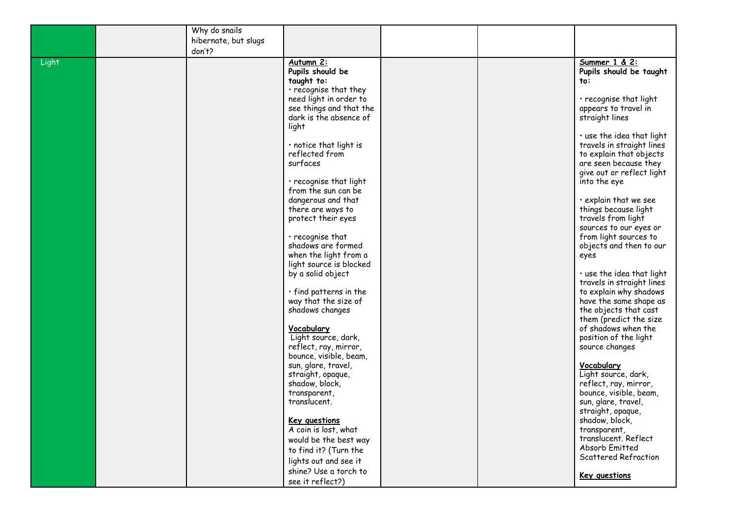| | | | | | | |
|---|---|---|---|---|---|---|
| | | Why do snails hibernate, but slugs don't? | | | | |
| Light | | | **Autumn 2:**<br>**Pupils should be taught to:**<br>• recognise that they need light in order to see things and that the dark is the absence of light<br><br>• notice that light is reflected from surfaces<br><br>• recognise that light from the sun can be dangerous and that there are ways to protect their eyes<br><br>• recognise that shadows are formed when the light from a light source is blocked by a solid object<br><br>• find patterns in the way that the size of shadows changes<br><br>**Vocabulary**<br>Light source, dark, reflect, ray, mirror, bounce, visible, beam, sun, glare, travel, straight, opaque, shadow, block, transparent, translucent.<br><br>**Key questions**<br>A coin is lost, what would be the best way to find it? (Turn the lights out and see it shine? Use a torch to see it reflect?) | | | **Summer 1 & 2:**<br>**Pupils should be taught to:**<br><br>• recognise that light appears to travel in straight lines<br><br>• use the idea that light travels in straight lines to explain that objects are seen because they give out or reflect light into the eye<br><br>• explain that we see things because light travels from light sources to our eyes or from light sources to objects and then to our eyes<br><br>• use the idea that light travels in straight lines to explain why shadows have the same shape as the objects that cast them (predict the size of shadows when the position of the light source changes<br><br>**Vocabulary**<br>Light source, dark, reflect, ray, mirror, bounce, visible, beam, sun, glare, travel, straight, opaque, shadow, block, transparent, translucent. Reflect Absorb Emitted Scattered Refraction<br><br>**Key questions** |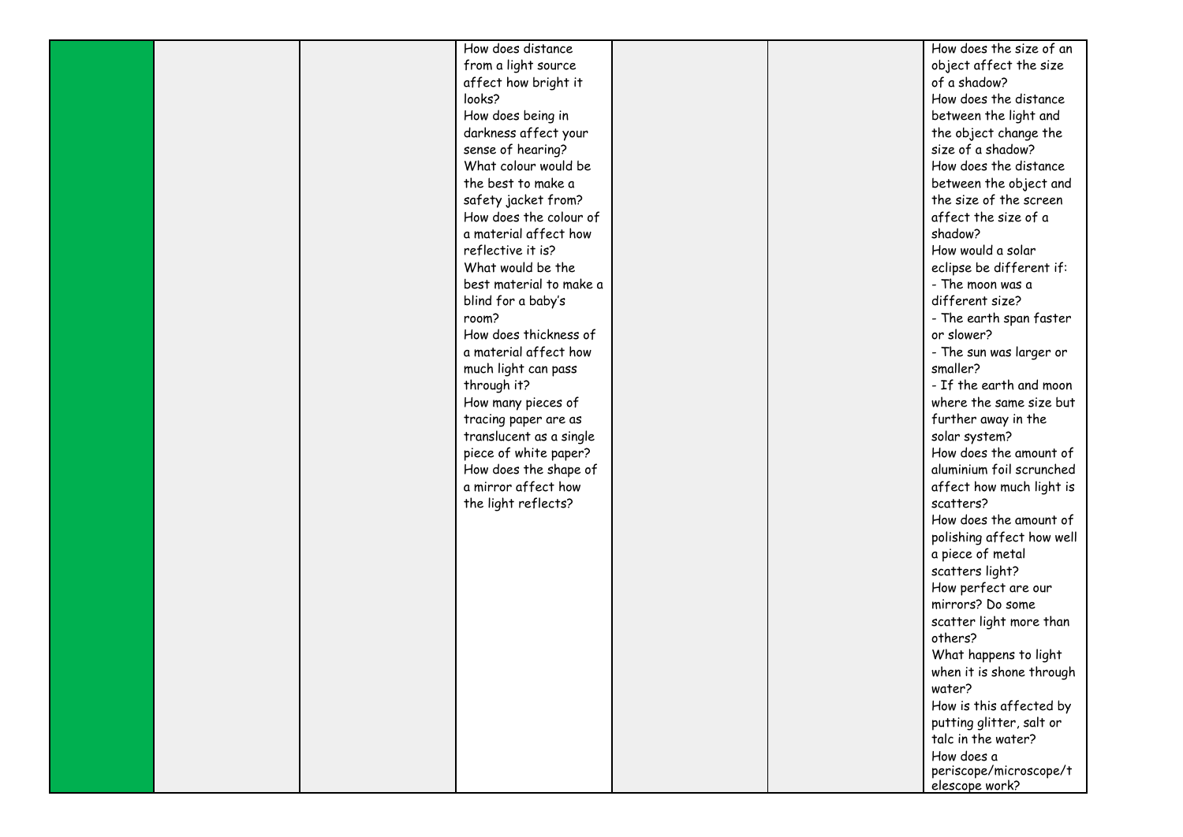| | | | | | | |
|---|---|---|---|---|---|---|
| | | | How does distance from a light source affect how bright it looks?<br>How does being in darkness affect your sense of hearing?<br>What colour would be the best to make a safety jacket from?<br>How does the colour of a material affect how reflective it is?<br>What would be the best material to make a blind for a baby's room?<br>How does thickness of a material affect how much light can pass through it?<br>How many pieces of tracing paper are as translucent as a single piece of white paper?<br>How does the shape of a mirror affect how the light reflects? | | | How does the size of an object affect the size of a shadow?<br>How does the distance between the light and the object change the size of a shadow?<br>How does the distance between the object and the size of the screen affect the size of a shadow?<br>How would a solar eclipse be different if:<br>- The moon was a different size?<br>- The earth span faster or slower?<br>- The sun was larger or smaller?<br>- If the earth and moon where the same size but further away in the solar system?<br>How does the amount of aluminium foil scrunched affect how much light is scatters?<br>How does the amount of polishing affect how well a piece of metal scatters light?<br>How perfect are our mirrors? Do some scatter light more than others?<br>What happens to light when it is shone through water?<br>How is this affected by putting glitter, salt or talc in the water?<br>How does a periscope/microscope/telescope work? |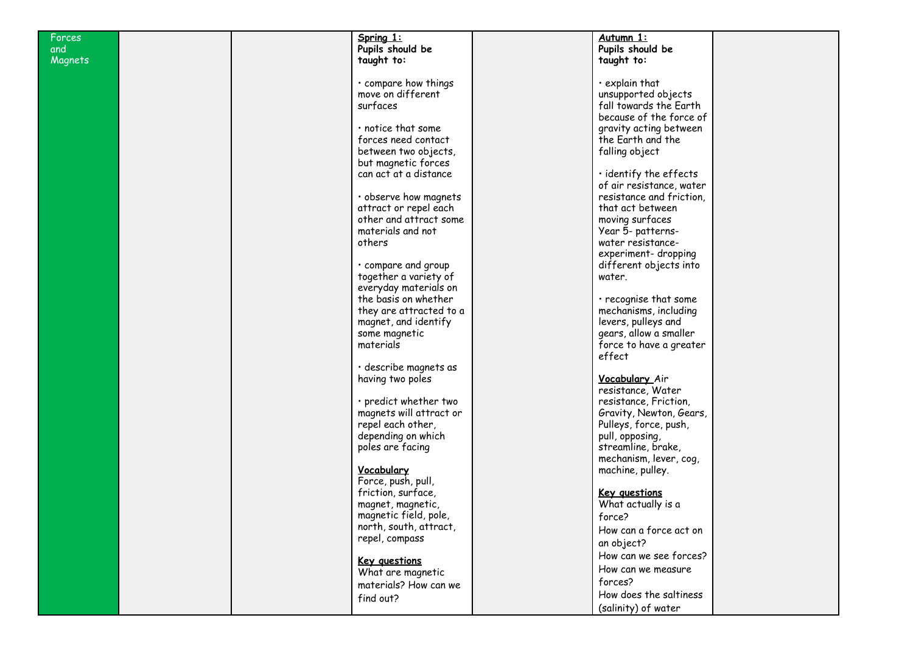| Forces and Magnets | | | **Spring 1:**<br>**Pupils should be taught to:**<br><br>• compare how things move on different surfaces<br><br>• notice that some forces need contact between two objects, but magnetic forces can act at a distance<br><br>• observe how magnets attract or repel each other and attract some materials and not others<br><br>• compare and group together a variety of everyday materials on the basis on whether they are attracted to a magnet, and identify some magnetic materials<br><br>• describe magnets as having two poles<br><br>• predict whether two magnets will attract or repel each other, depending on which poles are facing<br><br>**Vocabulary**<br>Force, push, pull, friction, surface, magnet, magnetic, magnetic field, pole, north, south, attract, repel, compass<br><br>**Key questions**<br>What are magnetic materials? How can we find out? | | **Autumn 1:**<br>**Pupils should be taught to:**<br><br>• explain that unsupported objects fall towards the Earth because of the force of gravity acting between the Earth and the falling object<br><br>• identify the effects of air resistance, water resistance and friction, that act between moving surfaces<br>Year 5- patterns- water resistance- experiment- dropping different objects into water.<br><br>• recognise that some mechanisms, including levers, pulleys and gears, allow a smaller force to have a greater effect<br><br>**Vocabulary** Air resistance, Water resistance, Friction, Gravity, Newton, Gears, Pulleys, force, push, pull, opposing, streamline, brake, mechanism, lever, cog, machine, pulley.<br><br>**Key questions**<br>What actually is a force?<br>How can a force act on an object?<br>How can we see forces?<br>How can we measure forces?<br>How does the saltiness (salinity) of water | |
|---|---|---|---|---|---|---|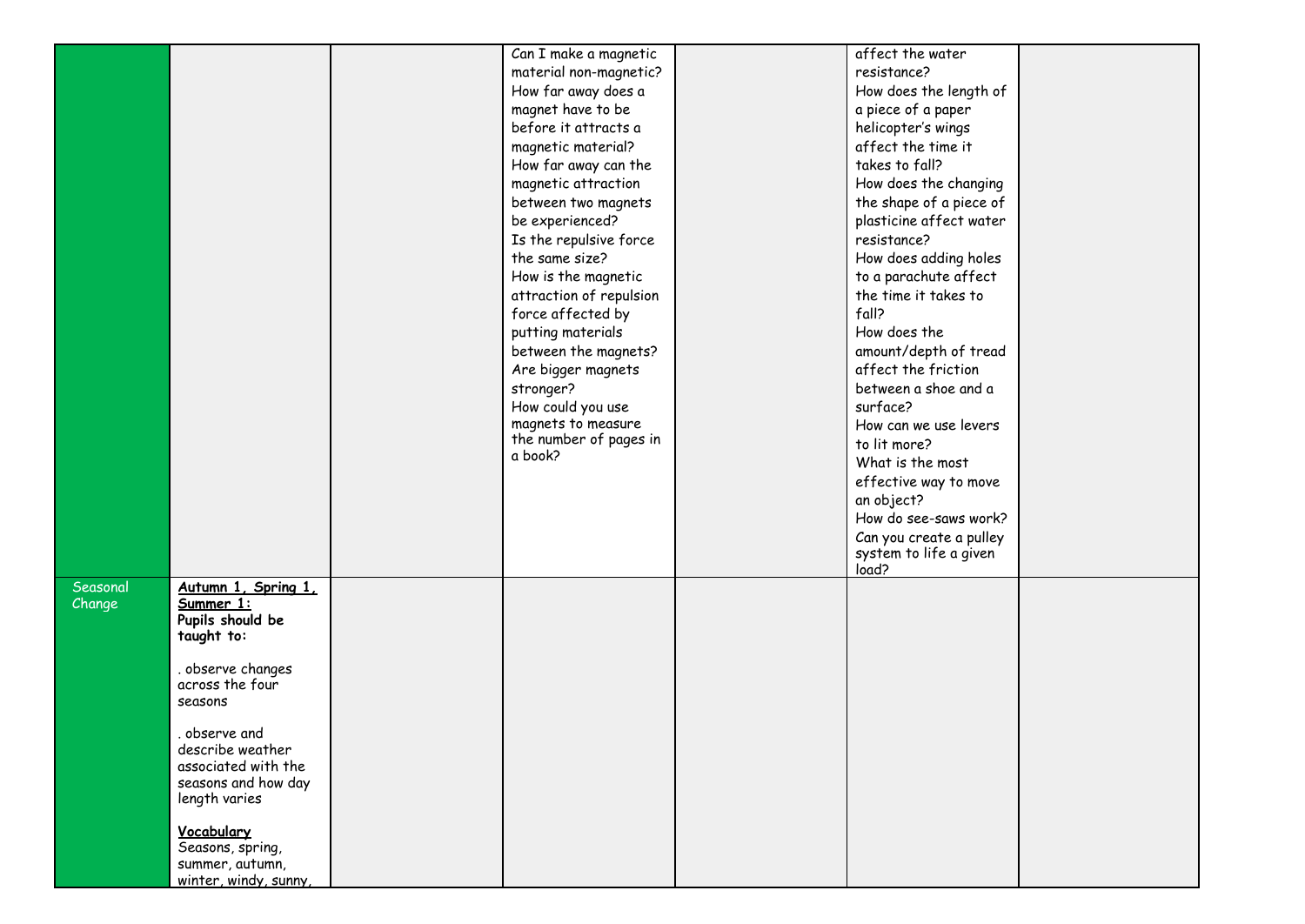| | | | | | | |
|---|---|---|---|---|---|---|
| | | | Can I make a magnetic material non-magnetic?<br>How far away does a magnet have to be before it attracts a magnetic material?<br>How far away can the magnetic attraction between two magnets be experienced?<br>Is the repulsive force the same size?<br>How is the magnetic attraction of repulsion force affected by putting materials between the magnets?<br>Are bigger magnets stronger?<br>How could you use magnets to measure the number of pages in a book? | | affect the water resistance?<br>How does the length of a piece of a paper helicopter's wings affect the time it takes to fall?<br>How does the changing the shape of a piece of plasticine affect water resistance?<br>How does adding holes to a parachute affect the time it takes to fall?<br>How does the amount/depth of tread affect the friction between a shoe and a surface?<br>How can we use levers to lit more?<br>What is the most effective way to move an object?<br>How do see-saws work?<br>Can you create a pulley system to life a given load? | |
| Seasonal Change | **<u>Autumn 1, Spring 1, Summer 1:</u>**<br>**Pupils should be taught to:**<br><br>. observe changes across the four seasons<br><br>. observe and describe weather associated with the seasons and how day length varies<br><br>**<u>Vocabulary</u>**<br>Seasons, spring, summer, autumn, winter, windy, sunny, | | | | | |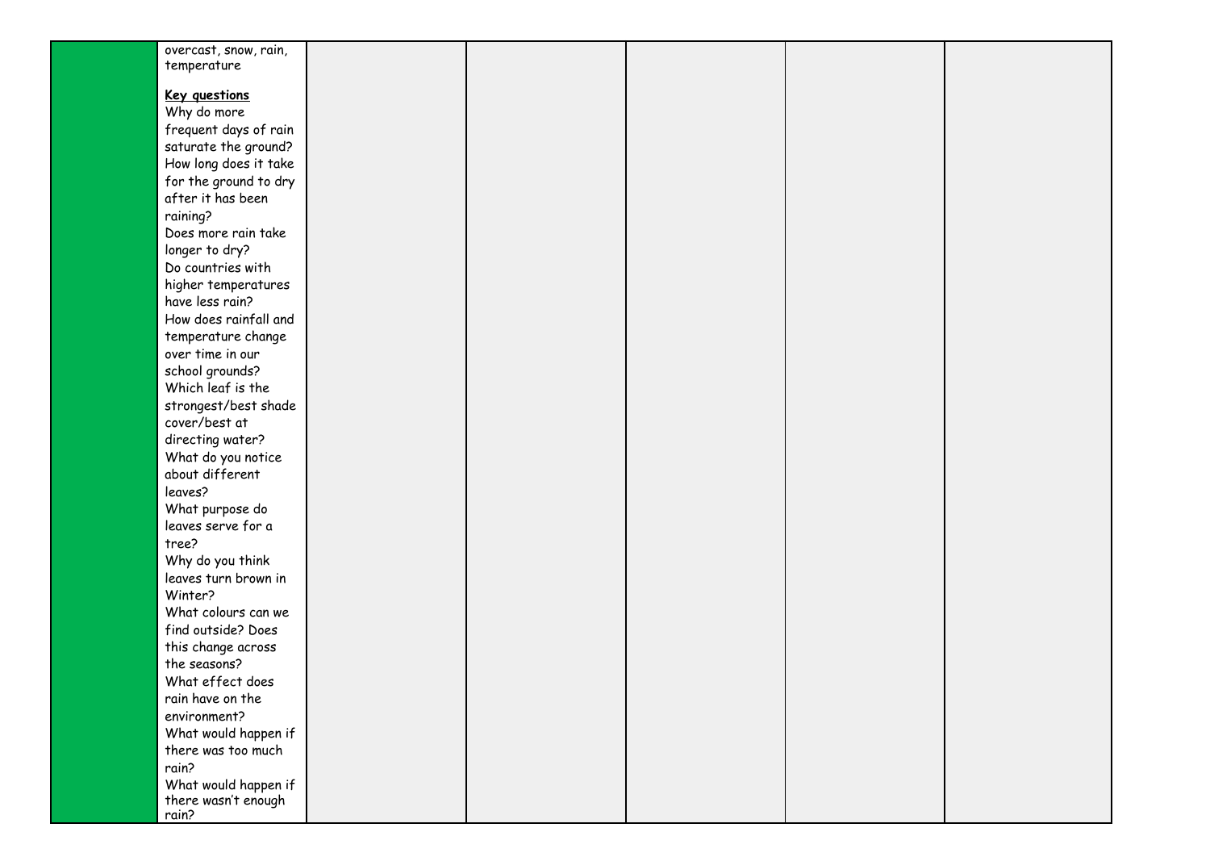| | | | | | | |
|---|---|---|---|---|---|---|
| | overcast, snow, rain, temperature<br><br>**Key questions**<br>Why do more frequent days of rain saturate the ground?<br>How long does it take for the ground to dry after it has been raining?<br>Does more rain take longer to dry?<br>Do countries with higher temperatures have less rain?<br>How does rainfall and temperature change over time in our school grounds?<br>Which leaf is the strongest/best shade cover/best at directing water?<br>What do you notice about different leaves?<br>What purpose do leaves serve for a tree?<br>Why do you think leaves turn brown in Winter?<br>What colours can we find outside? Does this change across the seasons?<br>What effect does rain have on the environment?<br>What would happen if there was too much rain?<br>What would happen if there wasn't enough rain? | | | | | |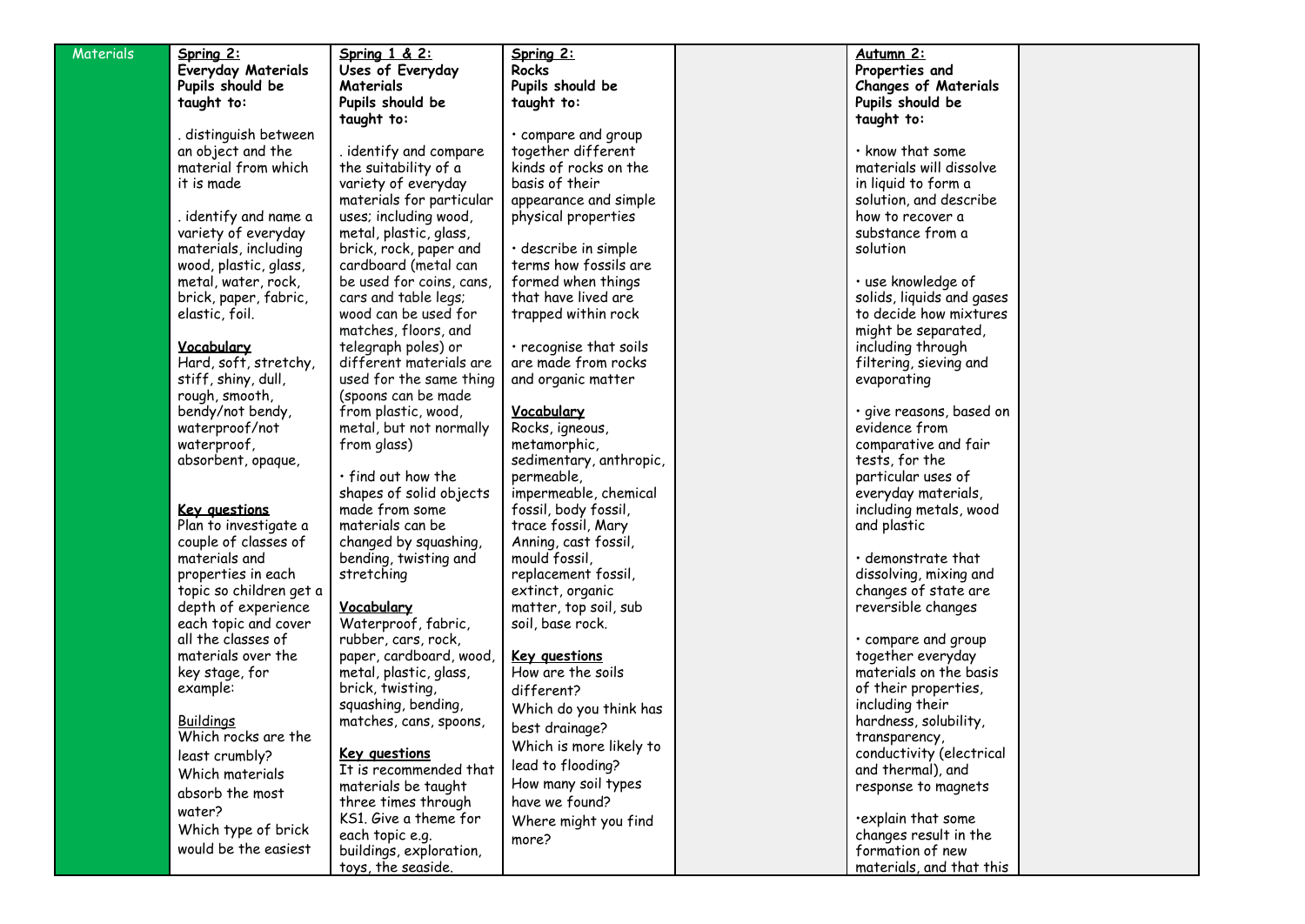| Materials | **Spring 2:** **Everyday Materials** **Pupils should be taught to:**<br><br>. distinguish between an object and the material from which it is made<br><br>. identify and name a variety of everyday materials, including wood, plastic, glass, metal, water, rock, brick, paper, fabric, elastic, foil.<br><br>**Vocabulary**<br>Hard, soft, stretchy, stiff, shiny, dull, rough, smooth, bendy/not bendy, waterproof/not waterproof, absorbent, opaque,<br><br>**Key questions**<br>Plan to investigate a couple of classes of materials and properties in each topic so children get a depth of experience each topic and cover all the classes of materials over the key stage, for example:<br><br>Buildings<br>Which rocks are the least crumbly?<br>Which materials absorb the most water?<br>Which type of brick would be the easiest | **Spring 1 & 2:** **Uses of Everyday Materials** **Pupils should be taught to:**<br><br>. identify and compare the suitability of a variety of everyday materials for particular uses; including wood, metal, plastic, glass, brick, rock, paper and cardboard (metal can be used for coins, cans, cars and table legs; wood can be used for matches, floors, and telegraph poles) or different materials are used for the same thing (spoons can be made from plastic, wood, metal, but not normally from glass)<br><br>• find out how the shapes of solid objects made from some materials can be changed by squashing, bending, twisting and stretching<br><br>**Vocabulary**<br>Waterproof, fabric, rubber, cars, rock, paper, cardboard, wood, metal, plastic, glass, brick, twisting, squashing, bending, matches, cans, spoons,<br><br>**Key questions**<br>It is recommended that materials be taught three times through KS1. Give a theme for each topic e.g. buildings, exploration, toys, the seaside. | **Spring 2:** **Rocks** **Pupils should be taught to:**<br><br>• compare and group together different kinds of rocks on the basis of their appearance and simple physical properties<br><br>• describe in simple terms how fossils are formed when things that have lived are trapped within rock<br><br>• recognise that soils are made from rocks and organic matter<br><br>**Vocabulary**<br>Rocks, igneous, metamorphic, sedimentary, anthropic, permeable, impermeable, chemical fossil, body fossil, trace fossil, Mary Anning, cast fossil, mould fossil, replacement fossil, extinct, organic matter, top soil, sub soil, base rock.<br><br>**Key questions**<br>How are the soils different?<br>Which do you think has best drainage?<br>Which is more likely to lead to flooding?<br>How many soil types have we found?<br>Where might you find more? | | **Autumn 2:** **Properties and Changes of Materials** **Pupils should be taught to:**<br><br>• know that some materials will dissolve in liquid to form a solution, and describe how to recover a substance from a solution<br><br>• use knowledge of solids, liquids and gases to decide how mixtures might be separated, including through filtering, sieving and evaporating<br><br>• give reasons, based on evidence from comparative and fair tests, for the particular uses of everyday materials, including metals, wood and plastic<br><br>• demonstrate that dissolving, mixing and changes of state are reversible changes<br><br>• compare and group together everyday materials on the basis of their properties, including their hardness, solubility, transparency, conductivity (electrical and thermal), and response to magnets<br><br>•explain that some changes result in the formation of new materials, and that this | |
|---|---|---|---|---|---|---|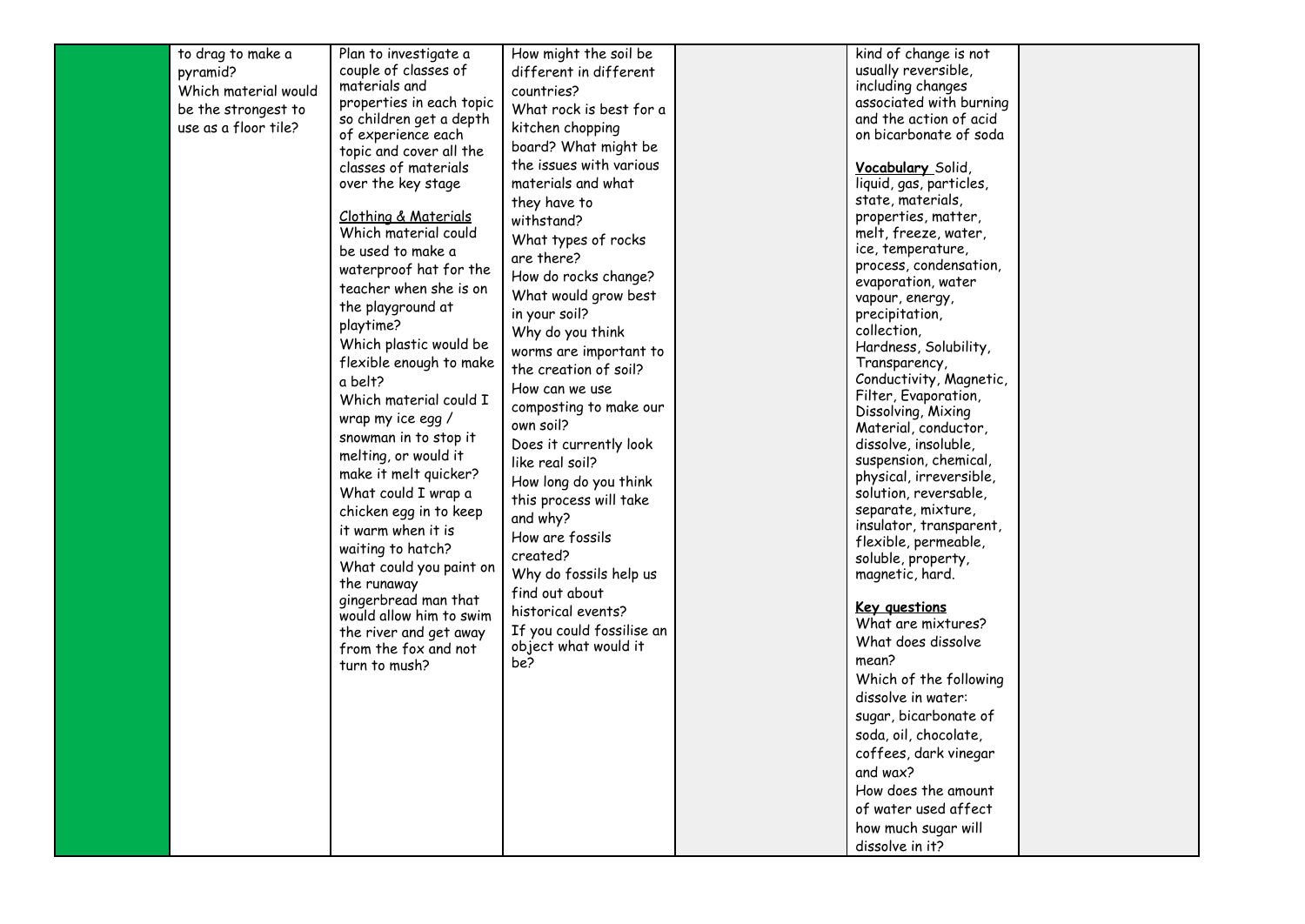|  |  |  |  |  |  |  |
|---|---|---|---|---|---|---|
|  | to drag to make a pyramid?<br>Which material would be the strongest to use as a floor tile? | Plan to investigate a couple of classes of materials and properties in each topic so children get a depth of experience each topic and cover all the classes of materials over the key stage<br><br><u>Clothing & Materials</u><br>Which material could be used to make a waterproof hat for the teacher when she is on the playground at playtime?<br>Which plastic would be flexible enough to make a belt?<br>Which material could I wrap my ice egg / snowman in to stop it melting, or would it make it melt quicker?<br>What could I wrap a chicken egg in to keep it warm when it is waiting to hatch?<br>What could you paint on the runaway gingerbread man that would allow him to swim the river and get away from the fox and not turn to mush? | How might the soil be different in different countries?<br>What rock is best for a kitchen chopping board? What might be the issues with various materials and what they have to withstand?<br>What types of rocks are there?<br>How do rocks change?<br>What would grow best in your soil?<br>Why do you think worms are important to the creation of soil?<br>How can we use composting to make our own soil?<br>Does it currently look like real soil?<br>How long do you think this process will take and why?<br>How are fossils created?<br>Why do fossils help us find out about historical events?<br>If you could fossilise an object what would it be? |  | kind of change is not usually reversible, including changes associated with burning and the action of acid on bicarbonate of soda<br><br>**<u>Vocabulary</u>** Solid, liquid, gas, particles, state, materials, properties, matter, melt, freeze, water, ice, temperature, process, condensation, evaporation, water vapour, energy, precipitation, collection, Hardness, Solubility, Transparency, Conductivity, Magnetic, Filter, Evaporation, Dissolving, Mixing Material, conductor, dissolve, insoluble, suspension, chemical, physical, irreversible, solution, reversable, separate, mixture, insulator, transparent, flexible, permeable, soluble, property, magnetic, hard.<br><br>**<u>Key questions</u>**<br>What are mixtures?<br>What does dissolve mean?<br>Which of the following dissolve in water: sugar, bicarbonate of soda, oil, chocolate, coffees, dark vinegar and wax?<br>How does the amount of water used affect how much sugar will dissolve in it? |  |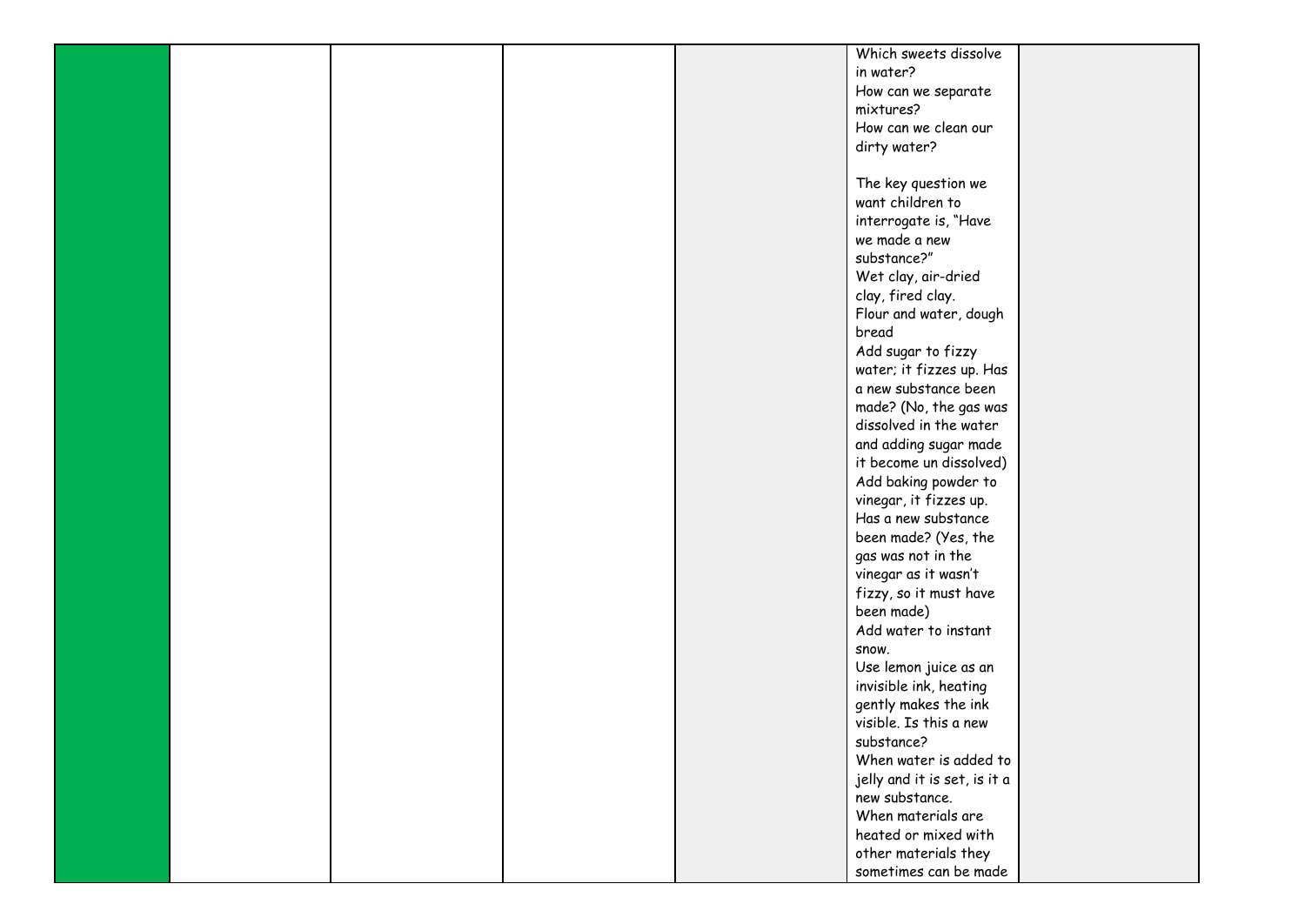|  |  |  |  |  | Which sweets dissolve in water?<br>How can we separate mixtures?<br>How can we clean our dirty water?<br><br>The key question we want children to interrogate is, "Have we made a new substance?"<br>Wet clay, air-dried clay, fired clay.<br>Flour and water, dough bread<br>Add sugar to fizzy water; it fizzes up. Has a new substance been made? (No, the gas was dissolved in the water and adding sugar made it become un dissolved)<br>Add baking powder to vinegar, it fizzes up. Has a new substance been made? (Yes, the gas was not in the vinegar as it wasn't fizzy, so it must have been made)<br>Add water to instant snow.<br>Use lemon juice as an invisible ink, heating gently makes the ink visible. Is this a new substance?<br>When water is added to jelly and it is set, is it a new substance.<br>When materials are heated or mixed with other materials they sometimes can be made |  |
|---|---|---|---|---|---|---|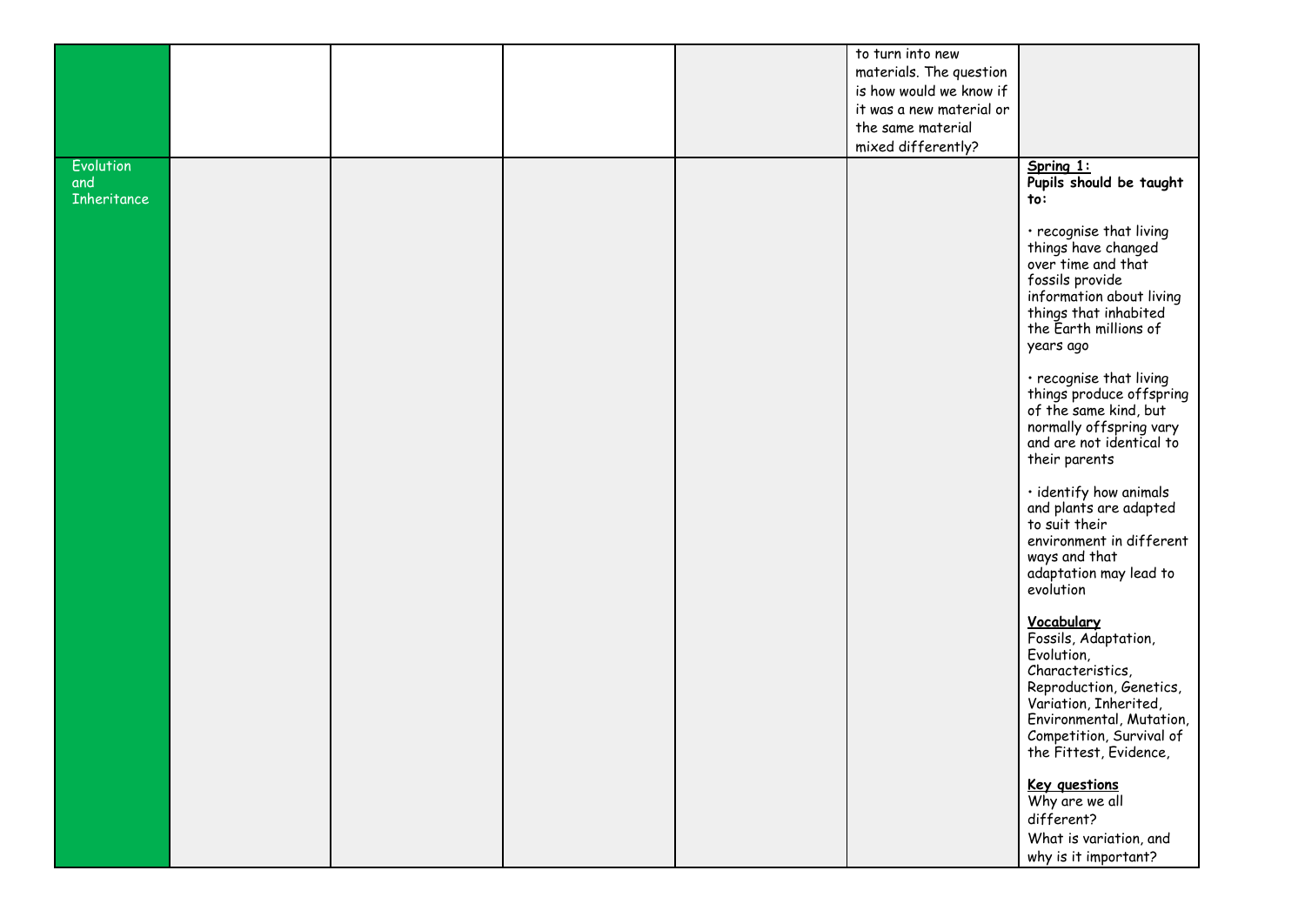| | | | | | | |
|---|---|---|---|---|---|---|
| | | | | | to turn into new materials. The question is how would we know if it was a new material or the same material mixed differently? | |
| Evolution and Inheritance | | | | | | **Spring 1:** **Pupils should be taught to:** <br><br>• recognise that living things have changed over time and that fossils provide information about living things that inhabited the Earth millions of years ago <br><br>• recognise that living things produce offspring of the same kind, but normally offspring vary and are not identical to their parents <br><br>• identify how animals and plants are adapted to suit their environment in different ways and that adaptation may lead to evolution <br><br>**Vocabulary** <br>Fossils, Adaptation, Evolution, Characteristics, Reproduction, Genetics, Variation, Inherited, Environmental, Mutation, Competition, Survival of the Fittest, Evidence, <br><br>**Key questions** <br>Why are we all different? <br>What is variation, and why is it important? |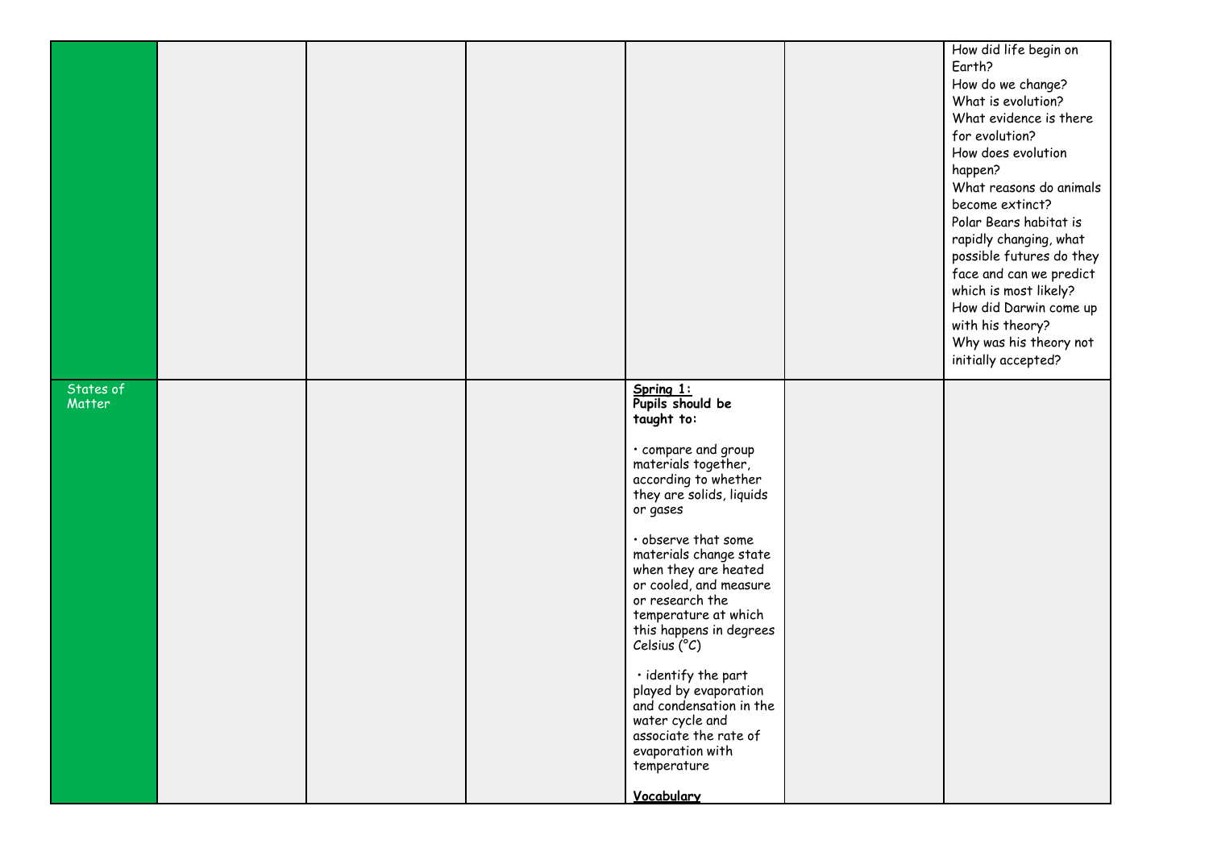|  |  |  |  |  |  |  |
|---|---|---|---|---|---|---|
|  |  |  |  |  |  | How did life begin on Earth?<br>How do we change?<br>What is evolution?<br>What evidence is there for evolution?<br>How does evolution happen?<br>What reasons do animals become extinct?<br>Polar Bears habitat is rapidly changing, what possible futures do they face and can we predict which is most likely?<br>How did Darwin come up with his theory?<br>Why was his theory not initially accepted? |
| States of Matter |  |  |  | **Spring 1:**<br>**Pupils should be taught to:**<br><br>• compare and group materials together, according to whether they are solids, liquids or gases<br><br>• observe that some materials change state when they are heated or cooled, and measure or research the temperature at which this happens in degrees Celsius (°C)<br><br>• identify the part played by evaporation and condensation in the water cycle and associate the rate of evaporation with temperature<br><br>**Vocabulary** |  |  |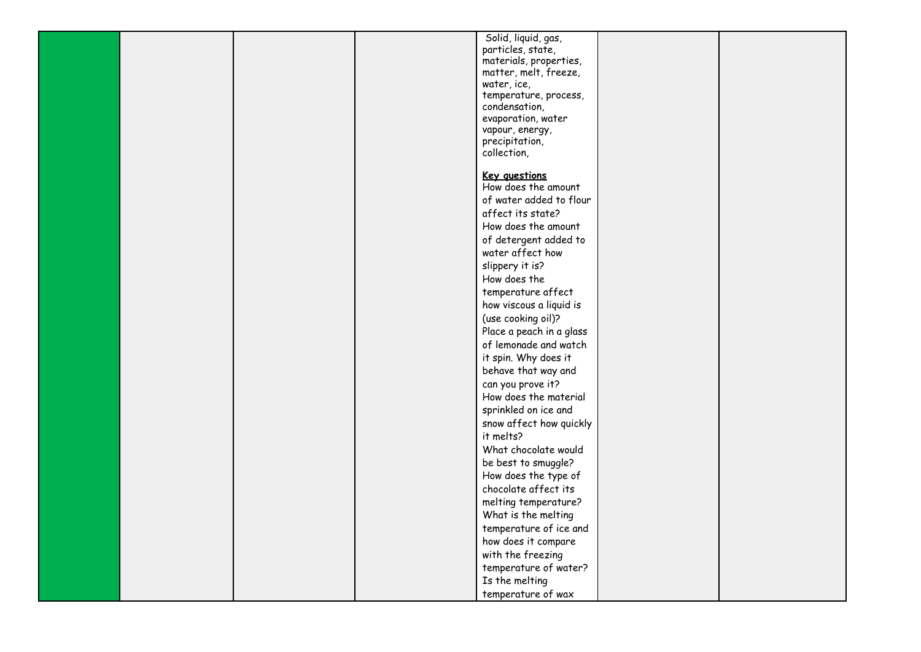| | | | | | | |
|---|---|---|---|---|---|---|
| | | | | Solid, liquid, gas, particles, state, materials, properties, matter, melt, freeze, water, ice, temperature, process, condensation, evaporation, water vapour, energy, precipitation, collection,<br><br>**Key questions**<br>How does the amount of water added to flour affect its state?<br>How does the amount of detergent added to water affect how slippery it is?<br>How does the temperature affect how viscous a liquid is (use cooking oil)?<br>Place a peach in a glass of lemonade and watch it spin. Why does it behave that way and can you prove it?<br>How does the material sprinkled on ice and snow affect how quickly it melts?<br>What chocolate would be best to smuggle?<br>How does the type of chocolate affect its melting temperature?<br>What is the melting temperature of ice and how does it compare with the freezing temperature of water?<br>Is the melting temperature of wax | | |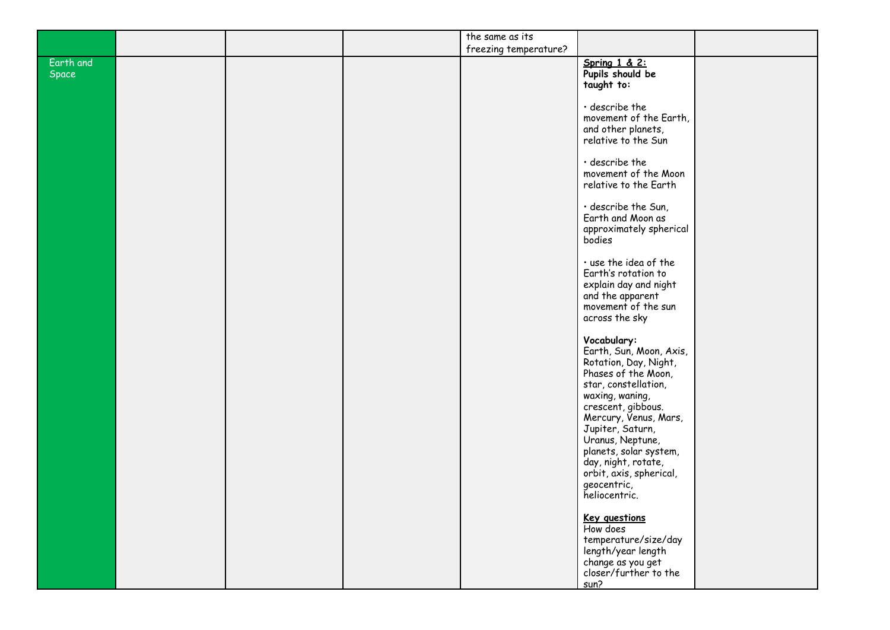| | | | | | | |
|---|---|---|---|---|---|---|
| | | | | the same as its freezing temperature? | | |
| Earth and Space | | | | | **Spring 1 & 2:** **Pupils should be taught to:**<br><br>• describe the movement of the Earth, and other planets, relative to the Sun<br><br>• describe the movement of the Moon relative to the Earth<br><br>• describe the Sun, Earth and Moon as approximately spherical bodies<br><br>• use the idea of the Earth's rotation to explain day and night and the apparent movement of the sun across the sky<br><br>**Vocabulary:** Earth, Sun, Moon, Axis, Rotation, Day, Night, Phases of the Moon, star, constellation, waxing, waning, crescent, gibbous. Mercury, Venus, Mars, Jupiter, Saturn, Uranus, Neptune, planets, solar system, day, night, rotate, orbit, axis, spherical, geocentric, heliocentric.<br><br>**Key questions** How does temperature/size/day length/year length change as you get closer/further to the sun? | |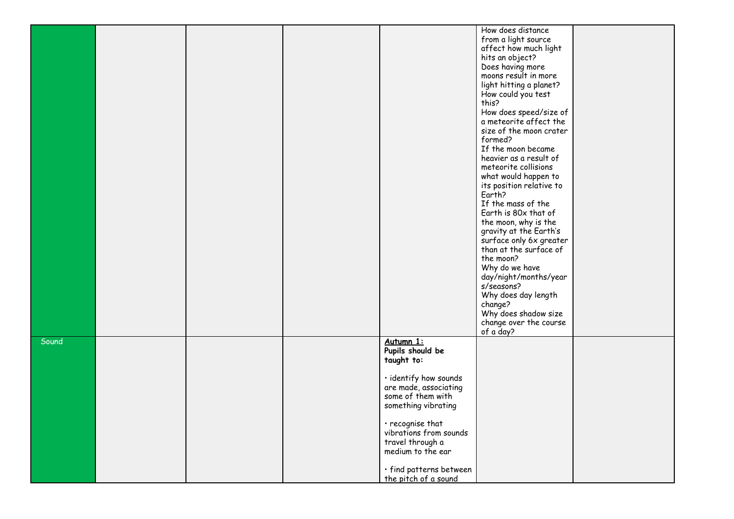| | | | | | | |
|---|---|---|---|---|---|---|
| | | | | | How does distance from a light source affect how much light hits an object?<br>Does having more moons result in more light hitting a planet? How could you test this?<br>How does speed/size of a meteorite affect the size of the moon crater formed?<br>If the moon became heavier as a result of meteorite collisions what would happen to its position relative to Earth?<br>If the mass of the Earth is 80x that of the moon, why is the gravity at the Earth's surface only 6x greater than at the surface of the moon?<br>Why do we have day/night/months/years/seasons?<br>Why does day length change?<br>Why does shadow size change over the course of a day? | |
| Sound | | | | **Autumn 1:**<br>**Pupils should be taught to:**<br><br>• identify how sounds are made, associating some of them with something vibrating<br><br>• recognise that vibrations from sounds travel through a medium to the ear<br><br>• find patterns between the pitch of a sound | | |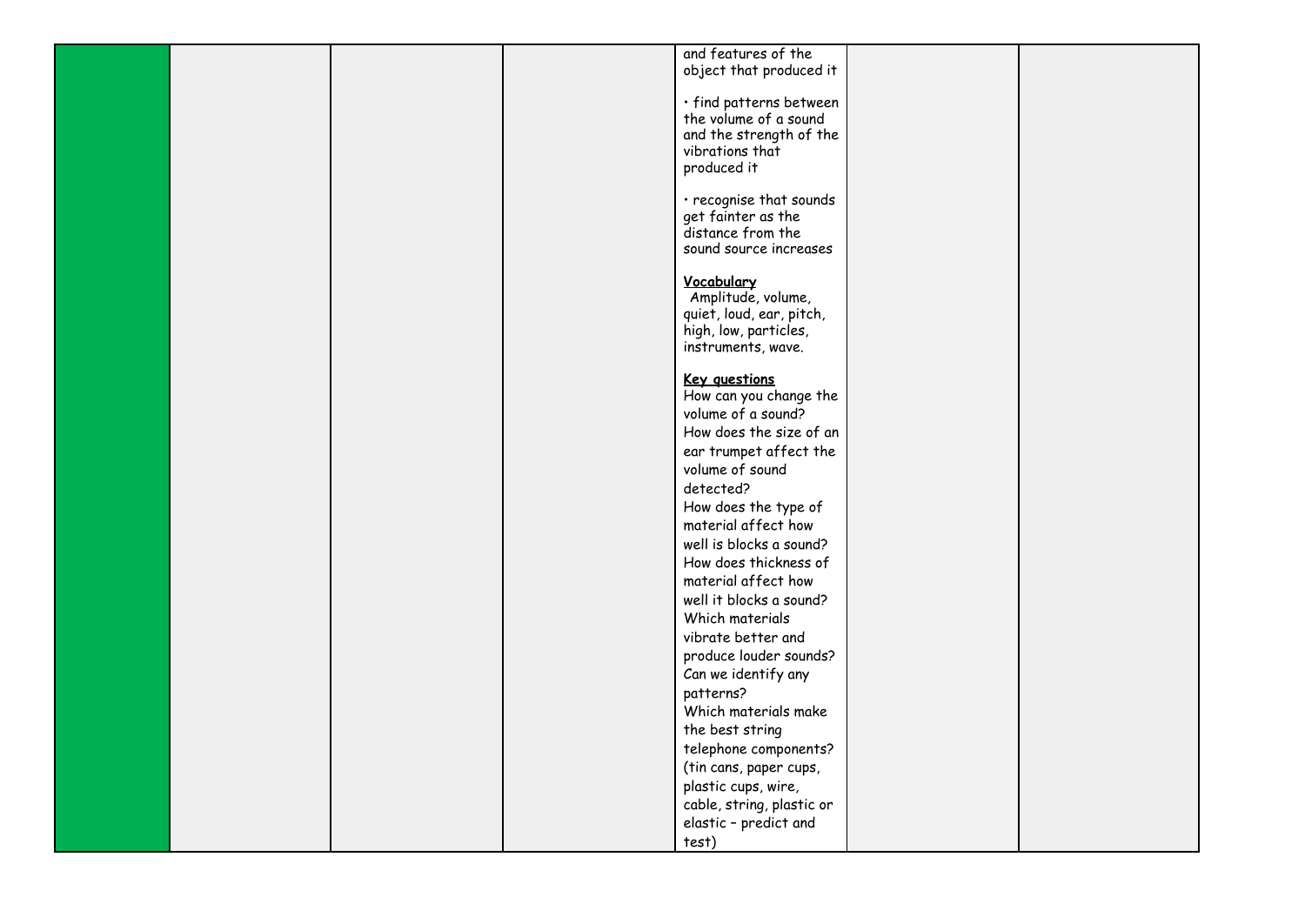| | | | | | | |
|---|---|---|---|---|---|---|
| | | | | and features of the object that produced it<br><br>• find patterns between the volume of a sound and the strength of the vibrations that produced it<br><br>• recognise that sounds get fainter as the distance from the sound source increases<br><br>**Vocabulary**<br>Amplitude, volume, quiet, loud, ear, pitch, high, low, particles, instruments, wave.<br><br>**Key questions**<br>How can you change the volume of a sound?<br>How does the size of an ear trumpet affect the volume of sound detected?<br>How does the type of material affect how well is blocks a sound?<br>How does thickness of material affect how well it blocks a sound?<br>Which materials vibrate better and produce louder sounds? Can we identify any patterns?<br>Which materials make the best string telephone components? (tin cans, paper cups, plastic cups, wire, cable, string, plastic or elastic – predict and test) | | |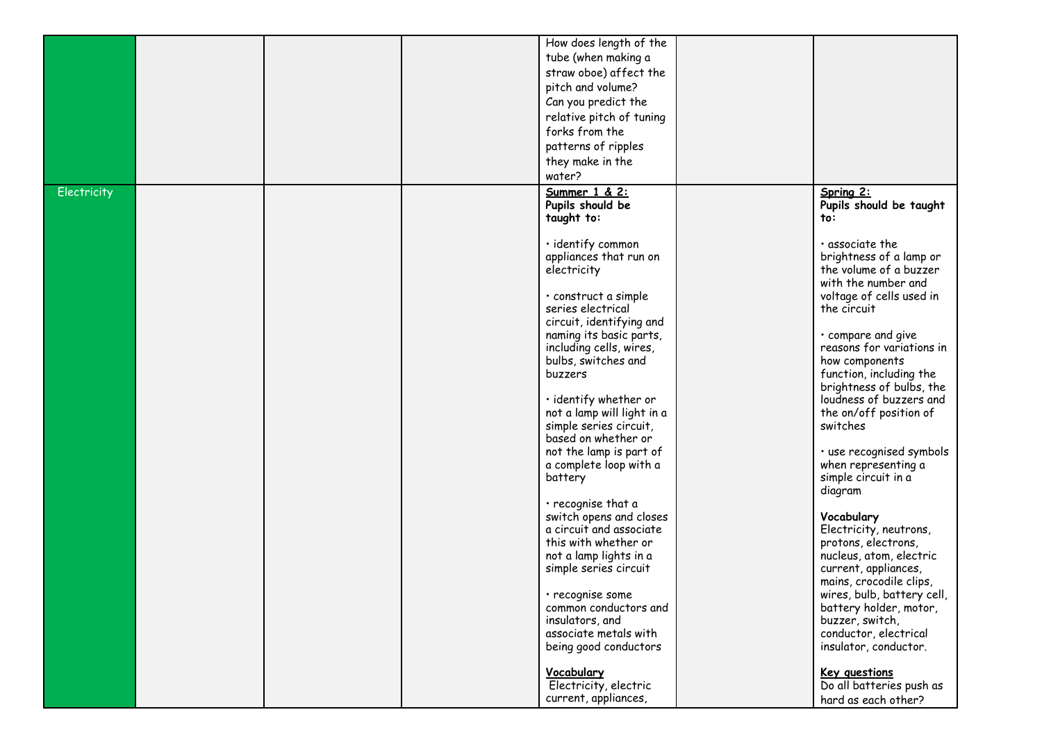| | | | | | | |
|---|---|---|---|---|---|---|
| | | | | How does length of the tube (when making a straw oboe) affect the pitch and volume?<br>Can you predict the relative pitch of tuning forks from the patterns of ripples they make in the water? | | |
| Electricity | | | | **Summer 1 & 2:**<br>**Pupils should be taught to:**<br><br>• identify common appliances that run on electricity<br><br>• construct a simple series electrical circuit, identifying and naming its basic parts, including cells, wires, bulbs, switches and buzzers<br><br>• identify whether or not a lamp will light in a simple series circuit, based on whether or not the lamp is part of a complete loop with a battery<br><br>• recognise that a switch opens and closes a circuit and associate this with whether or not a lamp lights in a simple series circuit<br><br>• recognise some common conductors and insulators, and associate metals with being good conductors<br><br>**Vocabulary**<br>Electricity, electric current, appliances, | | **Spring 2:**<br>**Pupils should be taught to:**<br><br>• associate the brightness of a lamp or the volume of a buzzer with the number and voltage of cells used in the circuit<br><br>• compare and give reasons for variations in how components function, including the brightness of bulbs, the loudness of buzzers and the on/off position of switches<br><br>• use recognised symbols when representing a simple circuit in a diagram<br><br>**Vocabulary**<br>Electricity, neutrons, protons, electrons, nucleus, atom, electric current, appliances, mains, crocodile clips, wires, bulb, battery cell, battery holder, motor, buzzer, switch, conductor, electrical insulator, conductor.<br><br>**Key questions**<br>Do all batteries push as hard as each other? |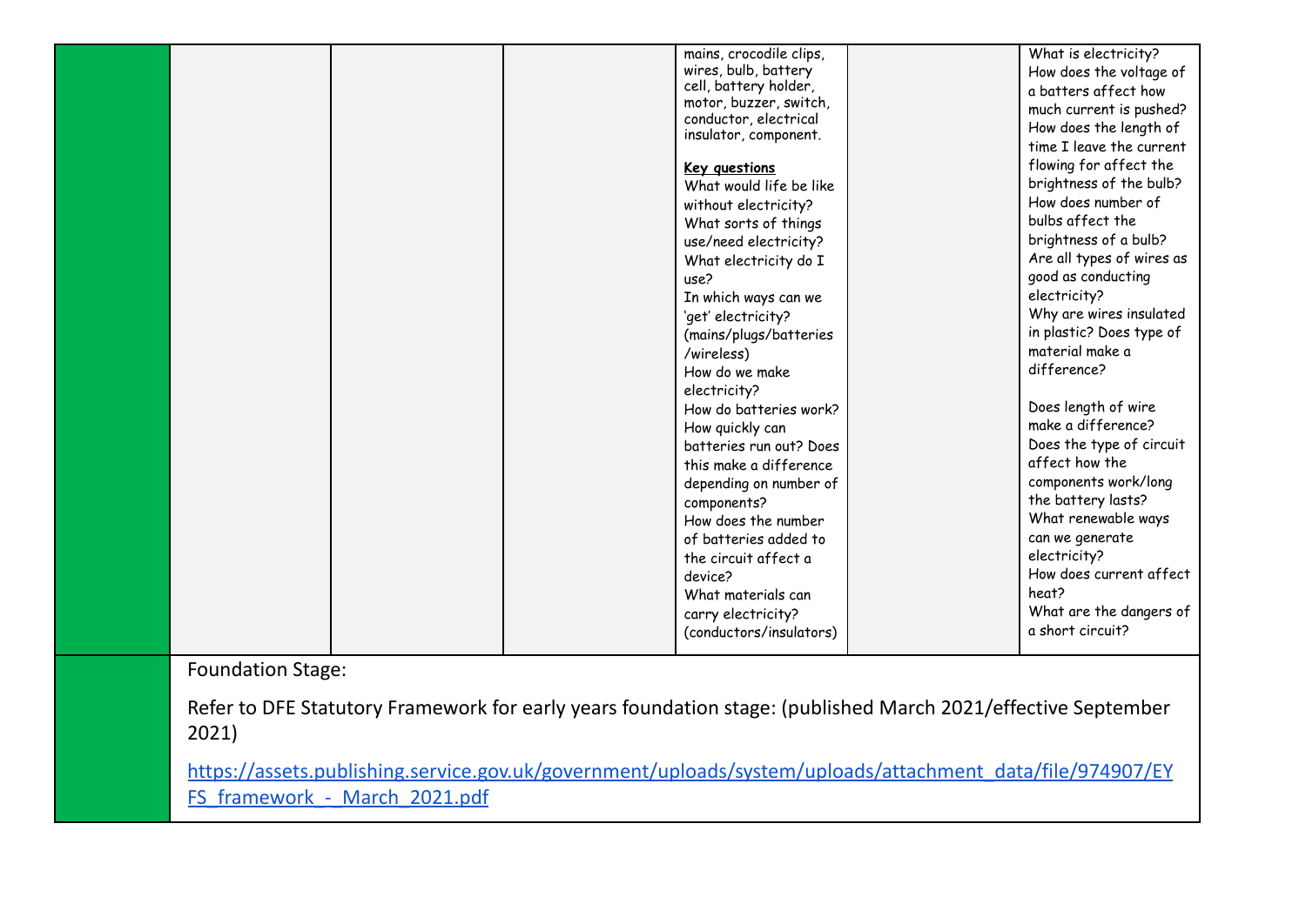| | | | | | | |
|---|---|---|---|---|---|---|
| | | | | mains, crocodile clips, wires, bulb, battery cell, battery holder, motor, buzzer, switch, conductor, electrical insulator, component.<br><br>**Key questions**<br>What would life be like without electricity?<br>What sorts of things use/need electricity?<br>What electricity do I use?<br>In which ways can we 'get' electricity? (mains/plugs/batteries /wireless)<br>How do we make electricity?<br>How do batteries work?<br>How quickly can batteries run out? Does this make a difference depending on number of components?<br>How does the number of batteries added to the circuit affect a device?<br>What materials can carry electricity? (conductors/insulators) | | What is electricity?<br>How does the voltage of a batters affect how much current is pushed?<br>How does the length of time I leave the current flowing for affect the brightness of the bulb?<br>How does number of bulbs affect the brightness of a bulb?<br>Are all types of wires as good as conducting electricity?<br>Why are wires insulated in plastic? Does type of material make a difference?<br><br>Does length of wire make a difference?<br>Does the type of circuit affect how the components work/long the battery lasts?<br>What renewable ways can we generate electricity?<br>How does current affect heat?<br>What are the dangers of a short circuit? |
| | Foundation Stage:<br><br>Refer to DFE Statutory Framework for early years foundation stage: (published March 2021/effective September 2021)<br><br>https://assets.publishing.service.gov.uk/government/uploads/system/uploads/attachment_data/file/974907/EYFS_framework_-_March_2021.pdf | | | | | |